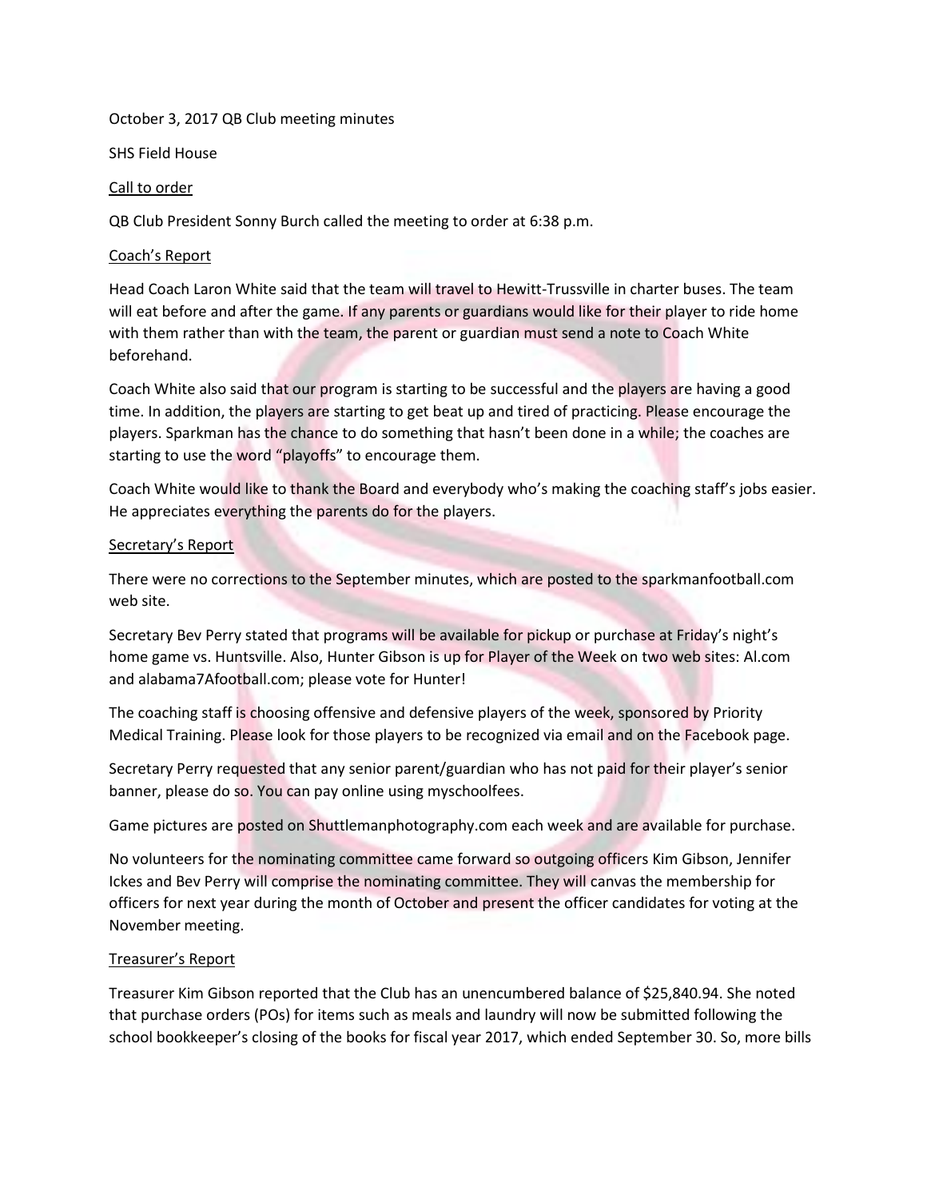October 3, 2017 QB Club meeting minutes

SHS Field House

<u>Call to order</u>

QB Club President Sonny Burch called the meeting to order at 6:38 p.m.

<u>Coach's Report</u>

Head Coach Laron White said that the team will travel to Hewitt-Trussville in charter buses. The team will eat before and after the game. If any parents or guardians would like for their player to ride home with them rather than with the team, the parent or guardian must send a note to Coach White beforehand.

Coach White also said that our program is starting to be successful and the players are having a good time. In addition, the players are starting to get beat up and tired of practicing. Please encourage the players. Sparkman has the chance to do something that hasn't been done in a while; the coaches are starting to use the word "playoffs" to encourage them.

Coach White would like to thank the Board and everybody who's making the coaching staff's jobs easier. He appreciates everything the parents do for the players.

<u>Secretary's Report</u>

There were no corrections to the September minutes, which are posted to the sparkmanfootball.com web site.

Secretary Bev Perry stated that programs will be available for pickup or purchase at Friday's night's home game vs. Huntsville. Also, Hunter Gibson is up for Player of the Week on two web sites: Al.com and alabama7Afootball.com; please vote for Hunter!

The coaching staff is choosing offensive and defensive players of the week, sponsored by Priority Medical Training. Please look for those players to be recognized via email and on the Facebook page.

Secretary Perry requested that any senior parent/guardian who has not paid for their player's senior banner, please do so. You can pay online using myschoolfees.

Game pictures are posted on Shuttlemanphotography.com each week and are available for purchase.

No volunteers for the nominating committee came forward so outgoing officers Kim Gibson, Jennifer Ickes and Bev Perry will comprise the nominating committee. They will canvas the membership for officers for next year during the month of October and present the officer candidates for voting at the November meeting.

<u>Treasurer's Report</u>

Treasurer Kim Gibson reported that the Club has an unencumbered balance of $25,840.94. She noted that purchase orders (POs) for items such as meals and laundry will now be submitted following the school bookkeeper's closing of the books for fiscal year 2017, which ended September 30. So, more bills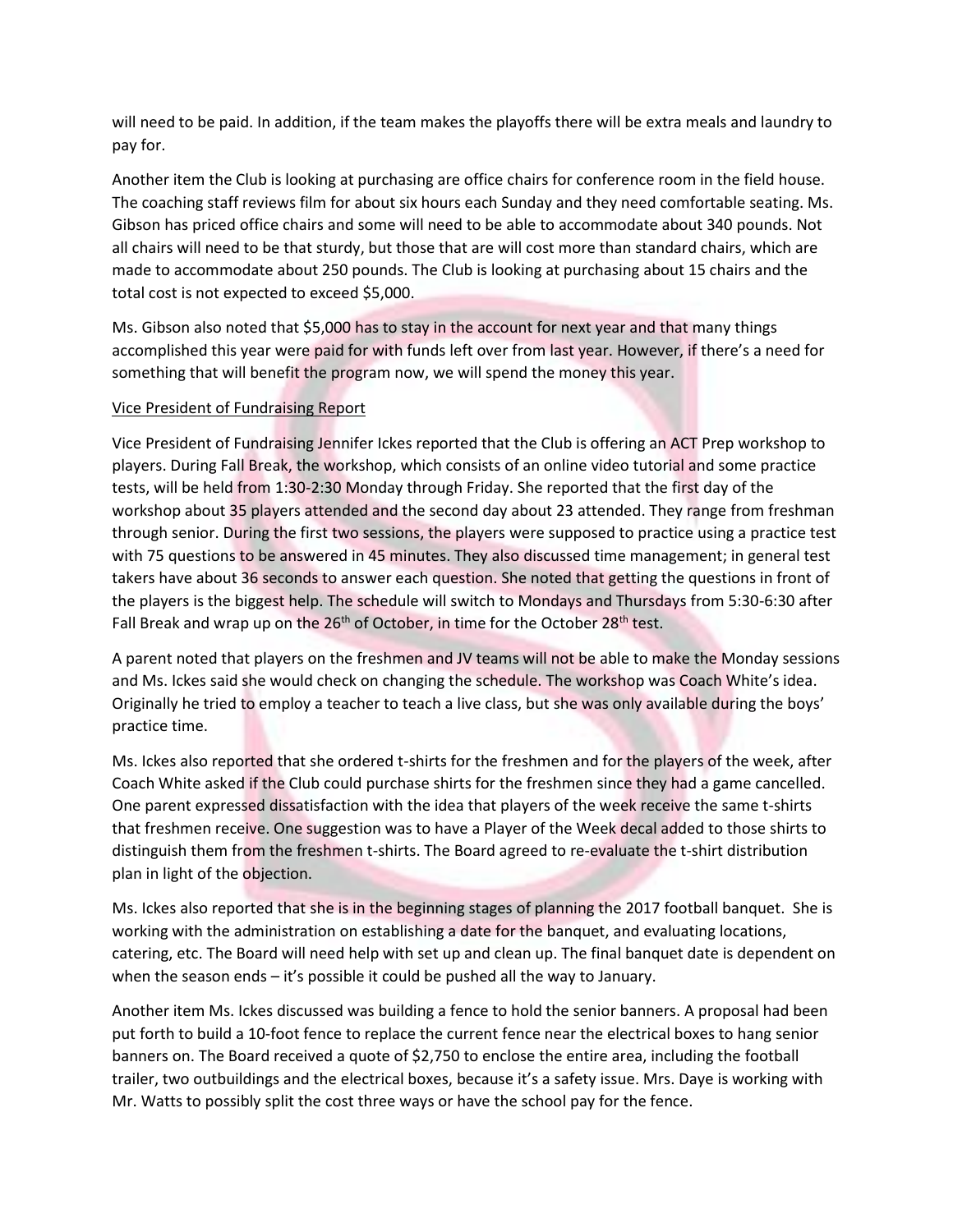will need to be paid. In addition, if the team makes the playoffs there will be extra meals and laundry to pay for.

Another item the Club is looking at purchasing are office chairs for conference room in the field house. The coaching staff reviews film for about six hours each Sunday and they need comfortable seating. Ms. Gibson has priced office chairs and some will need to be able to accommodate about 340 pounds. Not all chairs will need to be that sturdy, but those that are will cost more than standard chairs, which are made to accommodate about 250 pounds. The Club is looking at purchasing about 15 chairs and the total cost is not expected to exceed $5,000.

Ms. Gibson also noted that $5,000 has to stay in the account for next year and that many things accomplished this year were paid for with funds left over from last year. However, if there's a need for something that will benefit the program now, we will spend the money this year.

Vice President of Fundraising Report

Vice President of Fundraising Jennifer Ickes reported that the Club is offering an ACT Prep workshop to players. During Fall Break, the workshop, which consists of an online video tutorial and some practice tests, will be held from 1:30-2:30 Monday through Friday. She reported that the first day of the workshop about 35 players attended and the second day about 23 attended. They range from freshman through senior. During the first two sessions, the players were supposed to practice using a practice test with 75 questions to be answered in 45 minutes. They also discussed time management; in general test takers have about 36 seconds to answer each question. She noted that getting the questions in front of the players is the biggest help. The schedule will switch to Mondays and Thursdays from 5:30-6:30 after Fall Break and wrap up on the 26th of October, in time for the October 28th test.

A parent noted that players on the freshmen and JV teams will not be able to make the Monday sessions and Ms. Ickes said she would check on changing the schedule. The workshop was Coach White's idea. Originally he tried to employ a teacher to teach a live class, but she was only available during the boys' practice time.

Ms. Ickes also reported that she ordered t-shirts for the freshmen and for the players of the week, after Coach White asked if the Club could purchase shirts for the freshmen since they had a game cancelled. One parent expressed dissatisfaction with the idea that players of the week receive the same t-shirts that freshmen receive. One suggestion was to have a Player of the Week decal added to those shirts to distinguish them from the freshmen t-shirts. The Board agreed to re-evaluate the t-shirt distribution plan in light of the objection.

Ms. Ickes also reported that she is in the beginning stages of planning the 2017 football banquet. She is working with the administration on establishing a date for the banquet, and evaluating locations, catering, etc. The Board will need help with set up and clean up. The final banquet date is dependent on when the season ends – it's possible it could be pushed all the way to January.

Another item Ms. Ickes discussed was building a fence to hold the senior banners. A proposal had been put forth to build a 10-foot fence to replace the current fence near the electrical boxes to hang senior banners on. The Board received a quote of $2,750 to enclose the entire area, including the football trailer, two outbuildings and the electrical boxes, because it's a safety issue. Mrs. Daye is working with Mr. Watts to possibly split the cost three ways or have the school pay for the fence.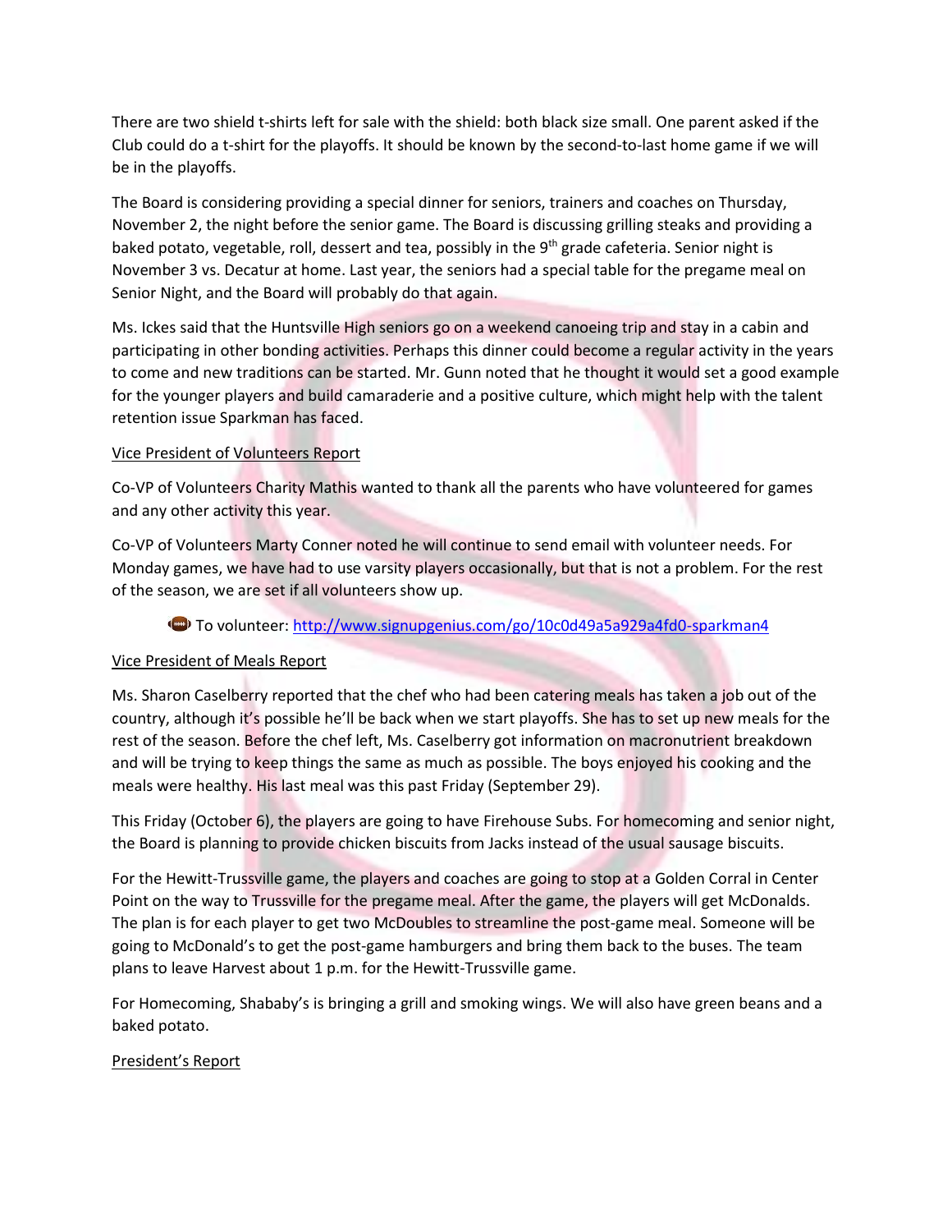There are two shield t-shirts left for sale with the shield: both black size small. One parent asked if the Club could do a t-shirt for the playoffs. It should be known by the second-to-last home game if we will be in the playoffs.

The Board is considering providing a special dinner for seniors, trainers and coaches on Thursday, November 2, the night before the senior game. The Board is discussing grilling steaks and providing a baked potato, vegetable, roll, dessert and tea, possibly in the 9th grade cafeteria. Senior night is November 3 vs. Decatur at home. Last year, the seniors had a special table for the pregame meal on Senior Night, and the Board will probably do that again.

Ms. Ickes said that the Huntsville High seniors go on a weekend canoeing trip and stay in a cabin and participating in other bonding activities. Perhaps this dinner could become a regular activity in the years to come and new traditions can be started. Mr. Gunn noted that he thought it would set a good example for the younger players and build camaraderie and a positive culture, which might help with the talent retention issue Sparkman has faced.

<u>Vice President of Volunteers Report</u>

Co-VP of Volunteers Charity Mathis wanted to thank all the parents who have volunteered for games and any other activity this year.

Co-VP of Volunteers Marty Conner noted he will continue to send email with volunteer needs. For Monday games, we have had to use varsity players occasionally, but that is not a problem. For the rest of the season, we are set if all volunteers show up.

🏈 To volunteer: http://www.signupgenius.com/go/10c0d49a5a929a4fd0-sparkman4

<u>Vice President of Meals Report</u>

Ms. Sharon Caselberry reported that the chef who had been catering meals has taken a job out of the country, although it's possible he'll be back when we start playoffs. She has to set up new meals for the rest of the season. Before the chef left, Ms. Caselberry got information on macronutrient breakdown and will be trying to keep things the same as much as possible. The boys enjoyed his cooking and the meals were healthy. His last meal was this past Friday (September 29).

This Friday (October 6), the players are going to have Firehouse Subs. For homecoming and senior night, the Board is planning to provide chicken biscuits from Jacks instead of the usual sausage biscuits.

For the Hewitt-Trussville game, the players and coaches are going to stop at a Golden Corral in Center Point on the way to Trussville for the pregame meal. After the game, the players will get McDonalds. The plan is for each player to get two McDoubles to streamline the post-game meal. Someone will be going to McDonald's to get the post-game hamburgers and bring them back to the buses. The team plans to leave Harvest about 1 p.m. for the Hewitt-Trussville game.

For Homecoming, Shababy's is bringing a grill and smoking wings. We will also have green beans and a baked potato.

<u>President's Report</u>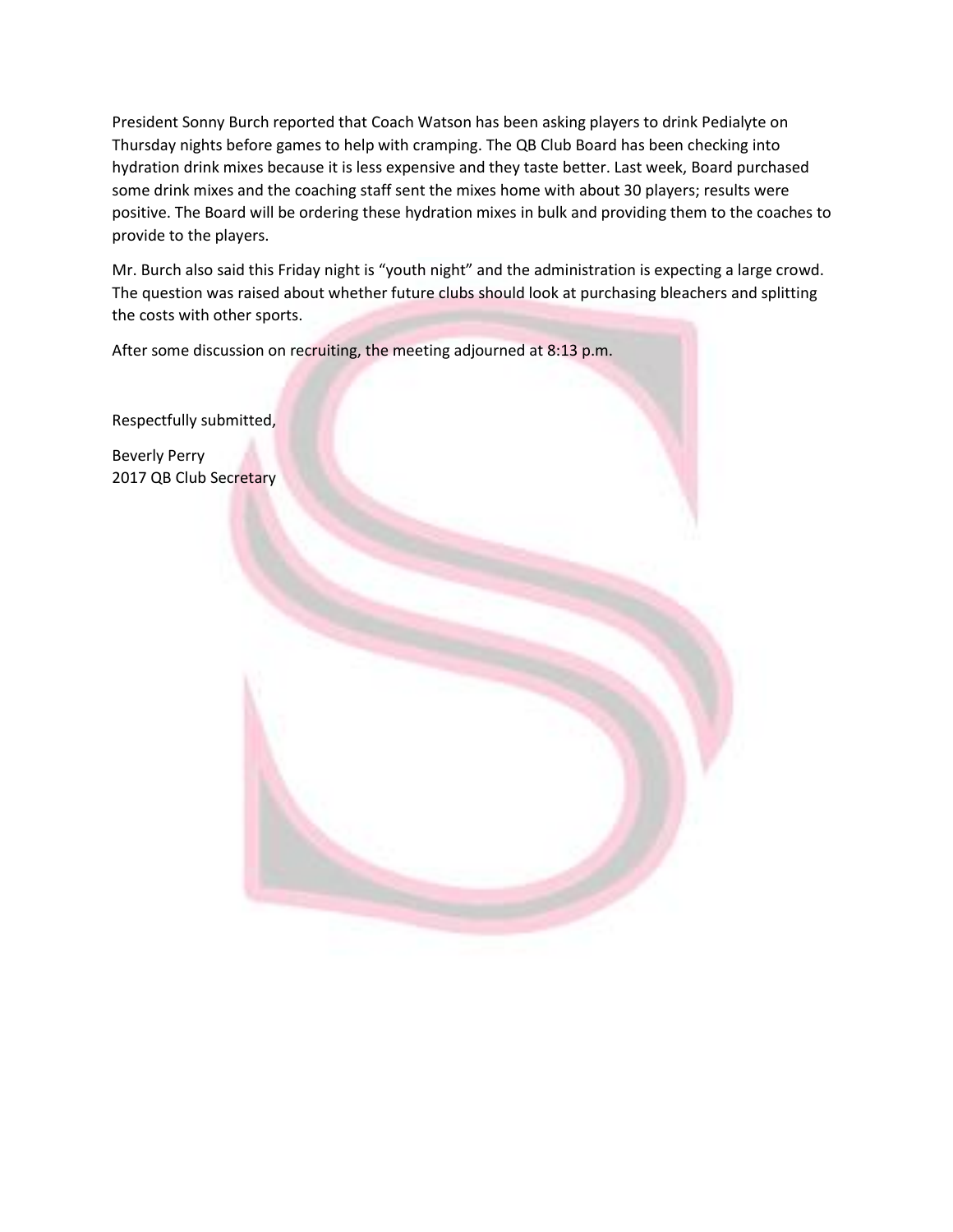President Sonny Burch reported that Coach Watson has been asking players to drink Pedialyte on Thursday nights before games to help with cramping. The QB Club Board has been checking into hydration drink mixes because it is less expensive and they taste better. Last week, Board purchased some drink mixes and the coaching staff sent the mixes home with about 30 players; results were positive. The Board will be ordering these hydration mixes in bulk and providing them to the coaches to provide to the players.

Mr. Burch also said this Friday night is “youth night” and the administration is expecting a large crowd. The question was raised about whether future clubs should look at purchasing bleachers and splitting the costs with other sports.

After some discussion on recruiting, the meeting adjourned at 8:13 p.m.

Respectfully submitted,

Beverly Perry
2017 QB Club Secretary